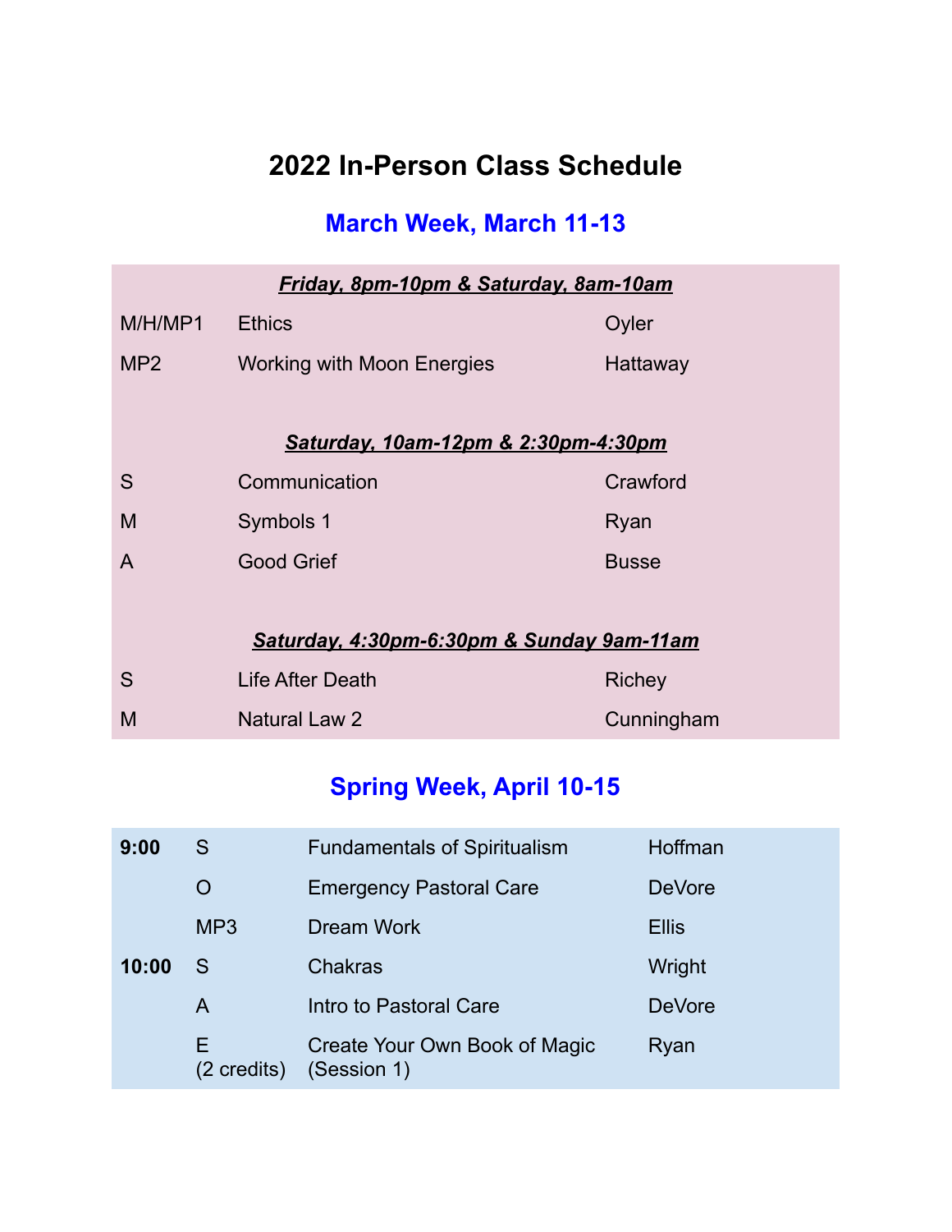# 2022 In-Person Class Schedule

## March Week, March 11-13

***Friday, 8pm-10pm & Saturday, 8am-10am***

| | | |
|---|---|---|
| M/H/MP1 | Ethics | Oyler |
| MP2 | Working with Moon Energies | Hattaway |

***Saturday, 10am-12pm & 2:30pm-4:30pm***

| | | |
|---|---|---|
| S | Communication | Crawford |
| M | Symbols 1 | Ryan |
| A | Good Grief | Busse |

***Saturday, 4:30pm-6:30pm & Sunday 9am-11am***

| | | |
|---|---|---|
| S | Life After Death | Richey |
| M | Natural Law 2 | Cunningham |

## Spring Week, April 10-15

| | | | |
|---|---|---|---|
| **9:00** | S | Fundamentals of Spiritualism | Hoffman |
| | O | Emergency Pastoral Care | DeVore |
| | MP3 | Dream Work | Ellis |
| **10:00** | S | Chakras | Wright |
| | A | Intro to Pastoral Care | DeVore |
| | E (2 credits) | Create Your Own Book of Magic (Session 1) | Ryan |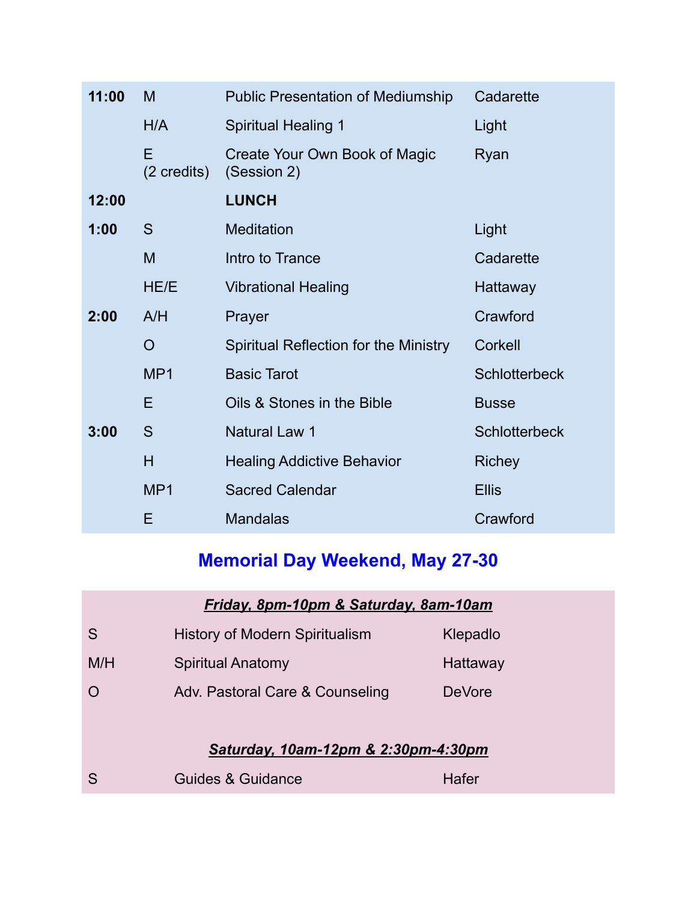| | | | |
|---|---|---|---|
| **11:00** | M | Public Presentation of Mediumship | Cadarette |
| | H/A | Spiritual Healing 1 | Light |
| | E (2 credits) | Create Your Own Book of Magic (Session 2) | Ryan |
| **12:00** | | **LUNCH** | |
| **1:00** | S | Meditation | Light |
| | M | Intro to Trance | Cadarette |
| | HE/E | Vibrational Healing | Hattaway |
| **2:00** | A/H | Prayer | Crawford |
| | O | Spiritual Reflection for the Ministry | Corkell |
| | MP1 | Basic Tarot | Schlotterbeck |
| | E | Oils & Stones in the Bible | Busse |
| **3:00** | S | Natural Law 1 | Schlotterbeck |
| | H | Healing Addictive Behavior | Richey |
| | MP1 | Sacred Calendar | Ellis |
| | E | Mandalas | Crawford |

## Memorial Day Weekend, May 27-30

***Friday, 8pm-10pm & Saturday, 8am-10am***

| | | |
|---|---|---|
| S | History of Modern Spiritualism | Klepadlo |
| M/H | Spiritual Anatomy | Hattaway |
| O | Adv. Pastoral Care & Counseling | DeVore |

***Saturday, 10am-12pm & 2:30pm-4:30pm***

| | | |
|---|---|---|
| S | Guides & Guidance | Hafer |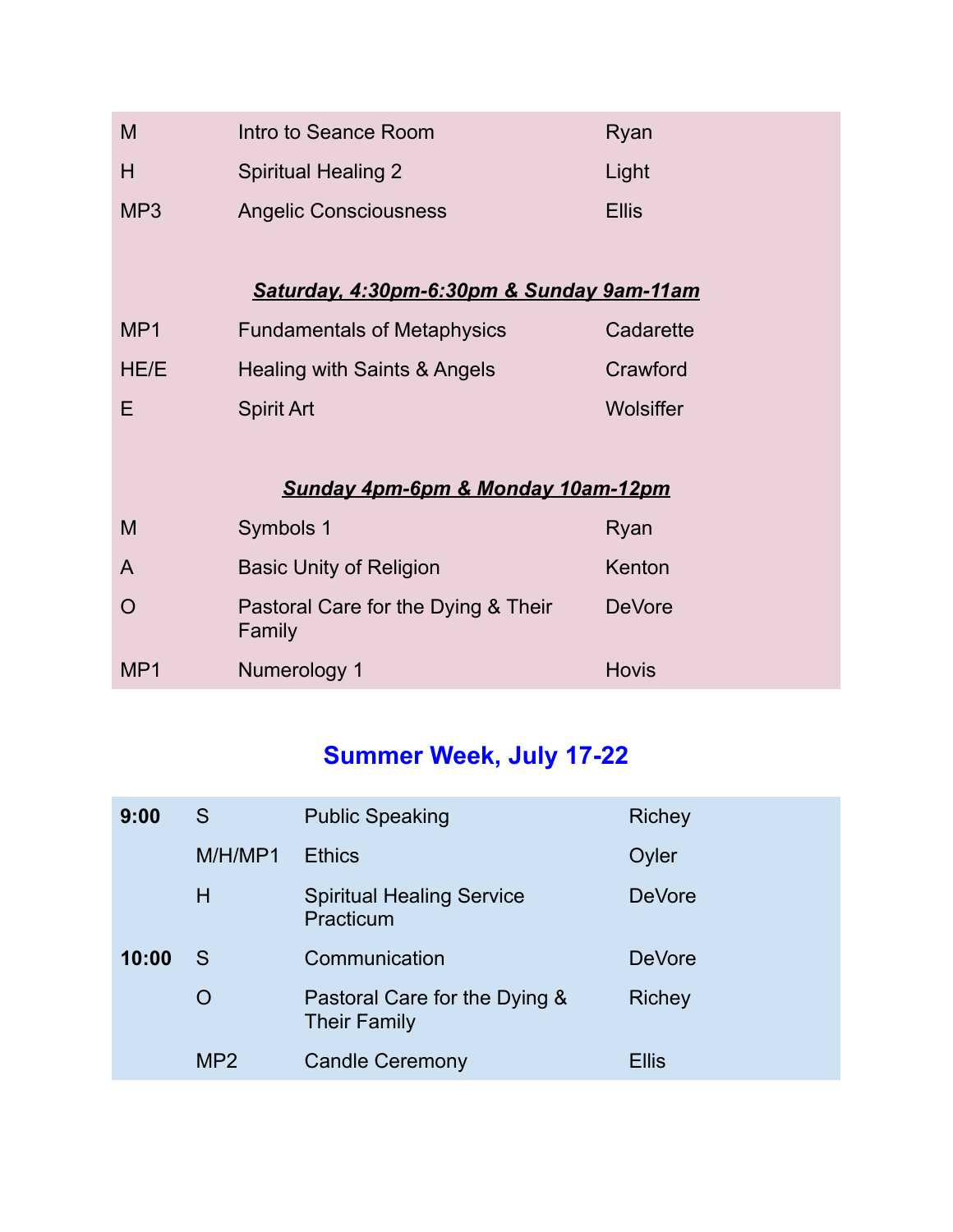| | | |
|---|---|---|
| M | Intro to Seance Room | Ryan |
| H | Spiritual Healing 2 | Light |
| MP3 | Angelic Consciousness | Ellis |

***Saturday, 4:30pm-6:30pm & Sunday 9am-11am***

| | | |
|---|---|---|
| MP1 | Fundamentals of Metaphysics | Cadarette |
| HE/E | Healing with Saints & Angels | Crawford |
| E | Spirit Art | Wolsiffer |

***Sunday 4pm-6pm & Monday 10am-12pm***

| | | |
|---|---|---|
| M | Symbols 1 | Ryan |
| A | Basic Unity of Religion | Kenton |
| O | Pastoral Care for the Dying & Their Family | DeVore |
| MP1 | Numerology 1 | Hovis |

## Summer Week, July 17-22

| | | | |
|---|---|---|---|
| **9:00** | S | Public Speaking | Richey |
| | M/H/MP1 | Ethics | Oyler |
| | H | Spiritual Healing Service Practicum | DeVore |
| **10:00** | S | Communication | DeVore |
| | O | Pastoral Care for the Dying & Their Family | Richey |
| | MP2 | Candle Ceremony | Ellis |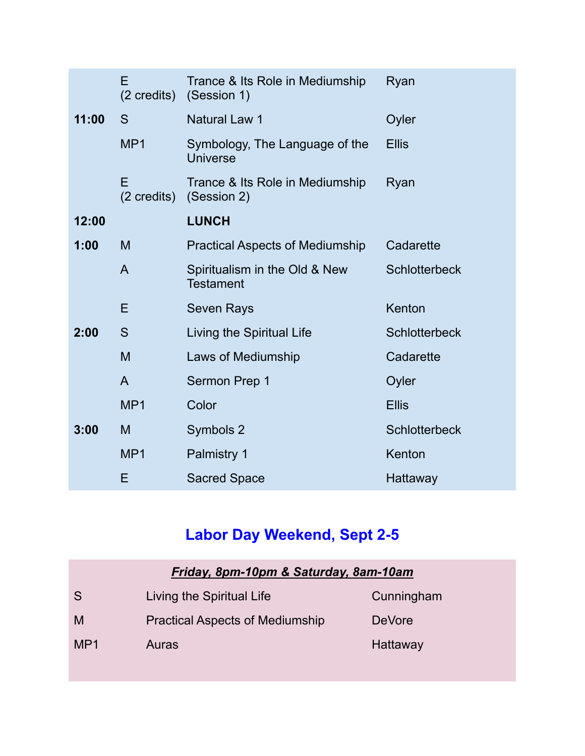| | | | |
|---|---|---|---|
| | E (2 credits) | Trance & Its Role in Mediumship (Session 1) | Ryan |
| **11:00** | S | Natural Law 1 | Oyler |
| | MP1 | Symbology, The Language of the Universe | Ellis |
| | E (2 credits) | Trance & Its Role in Mediumship (Session 2) | Ryan |
| **12:00** | | **LUNCH** | |
| **1:00** | M | Practical Aspects of Mediumship | Cadarette |
| | A | Spiritualism in the Old & New Testament | Schlotterbeck |
| | E | Seven Rays | Kenton |
| **2:00** | S | Living the Spiritual Life | Schlotterbeck |
| | M | Laws of Mediumship | Cadarette |
| | A | Sermon Prep 1 | Oyler |
| | MP1 | Color | Ellis |
| **3:00** | M | Symbols 2 | Schlotterbeck |
| | MP1 | Palmistry 1 | Kenton |
| | E | Sacred Space | Hattaway |

## Labor Day Weekend, Sept 2-5

***Friday, 8pm-10pm & Saturday, 8am-10am***

| | | |
|---|---|---|
| S | Living the Spiritual Life | Cunningham |
| M | Practical Aspects of Mediumship | DeVore |
| MP1 | Auras | Hattaway |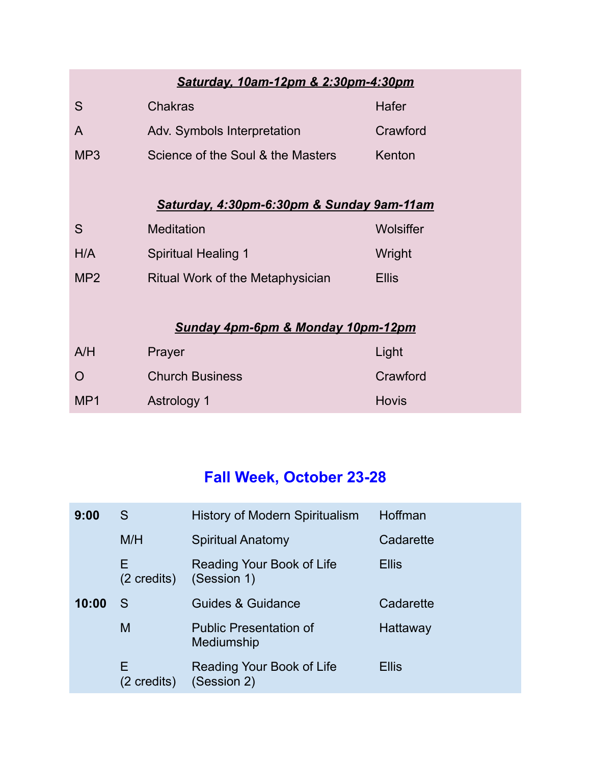***<u>Saturday, 10am-12pm & 2:30pm-4:30pm</u>***

| | | |
|---|---|---|
| S | Chakras | Hafer |
| A | Adv. Symbols Interpretation | Crawford |
| MP3 | Science of the Soul & the Masters | Kenton |

***<u>Saturday, 4:30pm-6:30pm & Sunday 9am-11am</u>***

| | | |
|---|---|---|
| S | Meditation | Wolsiffer |
| H/A | Spiritual Healing 1 | Wright |
| MP2 | Ritual Work of the Metaphysician | Ellis |

***<u>Sunday 4pm-6pm & Monday 10pm-12pm</u>***

| | | |
|---|---|---|
| A/H | Prayer | Light |
| O | Church Business | Crawford |
| MP1 | Astrology 1 | Hovis |

## Fall Week, October 23-28

| | | | |
|---|---|---|---|
| **9:00** | S | History of Modern Spiritualism | Hoffman |
| | M/H | Spiritual Anatomy | Cadarette |
| | E (2 credits) | Reading Your Book of Life (Session 1) | Ellis |
| **10:00** | S | Guides & Guidance | Cadarette |
| | M | Public Presentation of Mediumship | Hattaway |
| | E (2 credits) | Reading Your Book of Life (Session 2) | Ellis |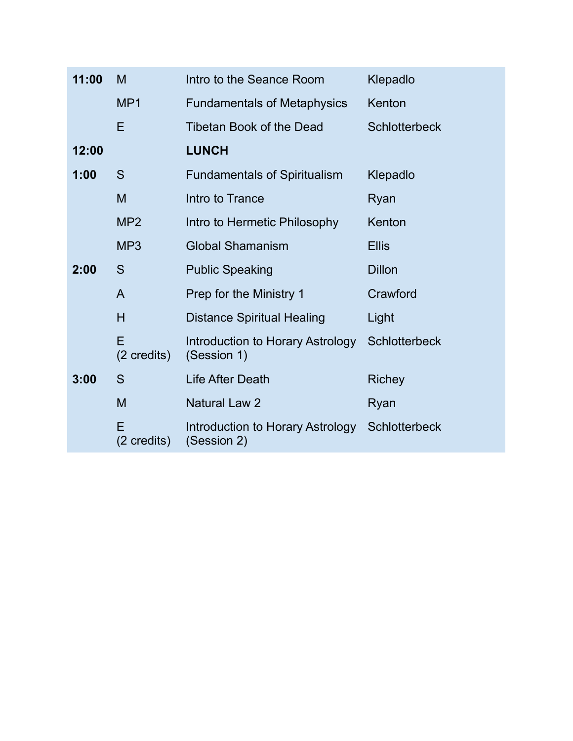| | | | |
|---|---|---|---|
| **11:00** | M | Intro to the Seance Room | Klepadlo |
| | MP1 | Fundamentals of Metaphysics | Kenton |
| | E | Tibetan Book of the Dead | Schlotterbeck |
| **12:00** | | **LUNCH** | |
| **1:00** | S | Fundamentals of Spiritualism | Klepadlo |
| | M | Intro to Trance | Ryan |
| | MP2 | Intro to Hermetic Philosophy | Kenton |
| | MP3 | Global Shamanism | Ellis |
| **2:00** | S | Public Speaking | Dillon |
| | A | Prep for the Ministry 1 | Crawford |
| | H | Distance Spiritual Healing | Light |
| | E (2 credits) | Introduction to Horary Astrology (Session 1) | Schlotterbeck |
| **3:00** | S | Life After Death | Richey |
| | M | Natural Law 2 | Ryan |
| | E (2 credits) | Introduction to Horary Astrology (Session 2) | Schlotterbeck |